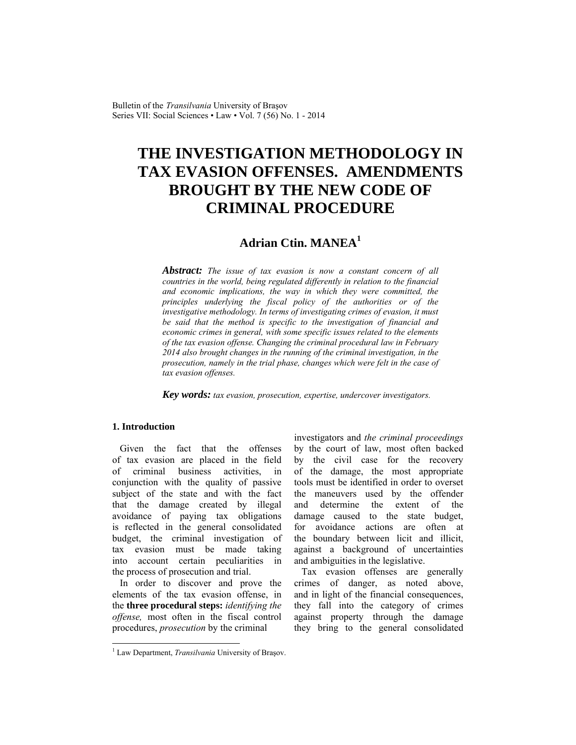# THE INVESTIGATION METHODOLOGY IN TAX EVASION OFFENSES. AMENDMENTS BROUGHT BY THE NEW CODE OF CRIMINAL PROCEDURE

**Adrian Ctin. MANEA**[1]

***Abstract:*** *The issue of tax evasion is now a constant concern of all countries in the world, being regulated differently in relation to the financial and economic implications, the way in which they were committed, the principles underlying the fiscal policy of the authorities or of the investigative methodology. In terms of investigating crimes of evasion, it must be said that the method is specific to the investigation of financial and economic crimes in general, with some specific issues related to the elements of the tax evasion offense. Changing the criminal procedural law in February 2014 also brought changes in the running of the criminal investigation, in the prosecution, namely in the trial phase, changes which were felt in the case of tax evasion offenses.*

***Key words:*** *tax evasion, prosecution, expertise, undercover investigators.*

## 1. Introduction

Given the fact that the offenses of tax evasion are placed in the field of criminal business activities, in conjunction with the quality of passive subject of the state and with the fact that the damage created by illegal avoidance of paying tax obligations is reflected in the general consolidated budget, the criminal investigation of tax evasion must be made taking into account certain peculiarities in the process of prosecution and trial.

In order to discover and prove the elements of the tax evasion offense, in the **three procedural steps:** *identifying the offense,* most often in the fiscal control procedures, *prosecution* by the criminal investigators and *the criminal proceedings* by the court of law, most often backed by the civil case for the recovery of the damage, the most appropriate tools must be identified in order to overset the maneuvers used by the offender and determine the extent of the damage caused to the state budget, for avoidance actions are often at the boundary between licit and illicit, against a background of uncertainties and ambiguities in the legislative.

Tax evasion offenses are generally crimes of danger, as noted above, and in light of the financial consequences, they fall into the category of crimes against property through the damage they bring to the general consolidated

---

[1] Law Department, *Transilvania* University of Braşov.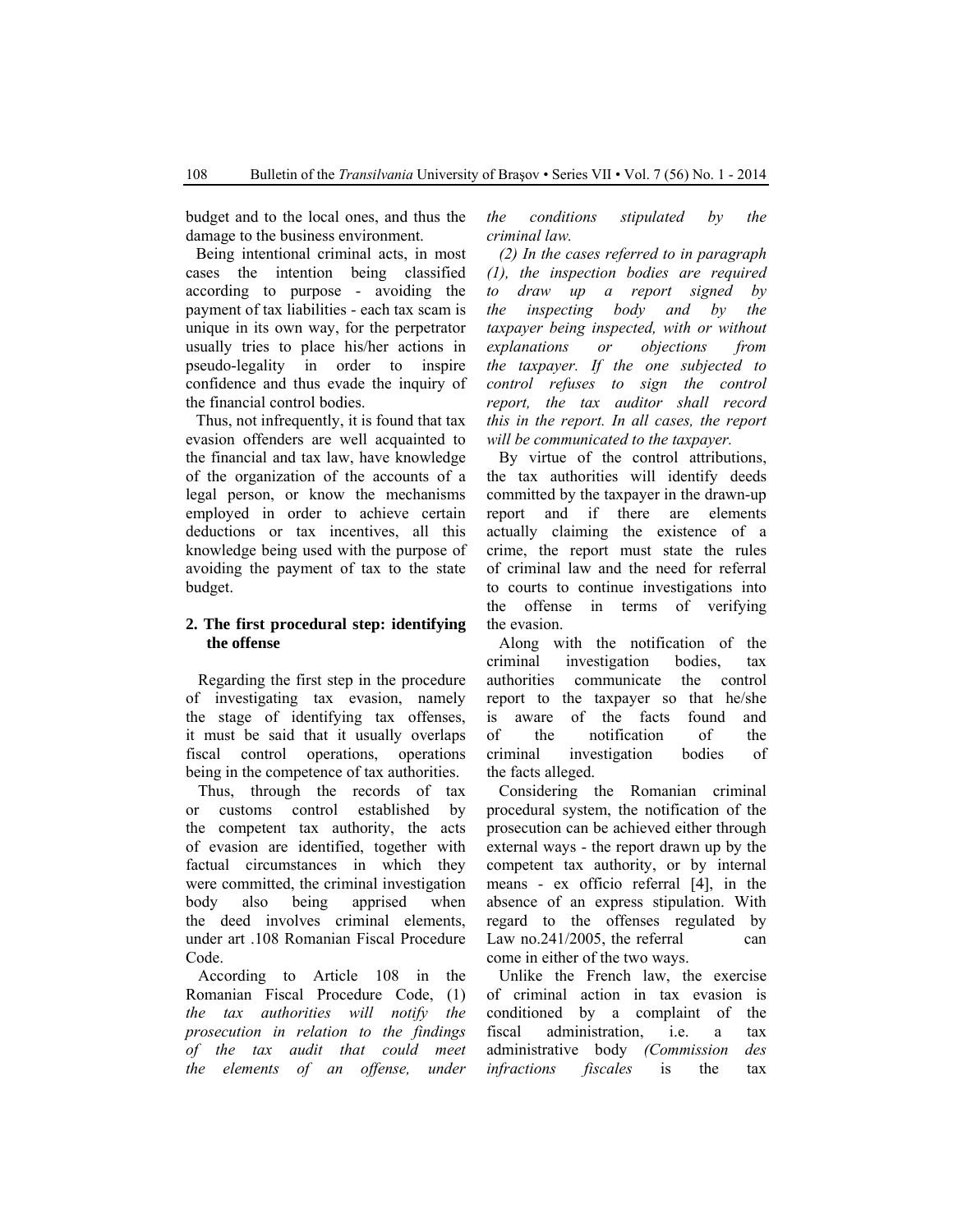budget and to the local ones, and thus the damage to the business environment.

Being intentional criminal acts, in most cases the intention being classified according to purpose - avoiding the payment of tax liabilities - each tax scam is unique in its own way, for the perpetrator usually tries to place his/her actions in pseudo-legality in order to inspire confidence and thus evade the inquiry of the financial control bodies.

Thus, not infrequently, it is found that tax evasion offenders are well acquainted to the financial and tax law, have knowledge of the organization of the accounts of a legal person, or know the mechanisms employed in order to achieve certain deductions or tax incentives, all this knowledge being used with the purpose of avoiding the payment of tax to the state budget.

## 2. The first procedural step: identifying the offense

Regarding the first step in the procedure of investigating tax evasion, namely the stage of identifying tax offenses, it must be said that it usually overlaps fiscal control operations, operations being in the competence of tax authorities.

Thus, through the records of tax or customs control established by the competent tax authority, the acts of evasion are identified, together with factual circumstances in which they were committed, the criminal investigation body also being apprised when the deed involves criminal elements, under art .108 Romanian Fiscal Procedure Code.

According to Article 108 in the Romanian Fiscal Procedure Code, (1) *the tax authorities will notify the prosecution in relation to the findings of the tax audit that could meet the elements of an offense, under the conditions stipulated by the criminal law.*

*(2) In the cases referred to in paragraph (1), the inspection bodies are required to draw up a report signed by the inspecting body and by the taxpayer being inspected, with or without explanations or objections from the taxpayer. If the one subjected to control refuses to sign the control report, the tax auditor shall record this in the report. In all cases, the report will be communicated to the taxpayer.*

By virtue of the control attributions, the tax authorities will identify deeds committed by the taxpayer in the drawn-up report and if there are elements actually claiming the existence of a crime, the report must state the rules of criminal law and the need for referral to courts to continue investigations into the offense in terms of verifying the evasion.

Along with the notification of the criminal investigation bodies, tax authorities communicate the control report to the taxpayer so that he/she is aware of the facts found and of the notification of the criminal investigation bodies of the facts alleged.

Considering the Romanian criminal procedural system, the notification of the prosecution can be achieved either through external ways - the report drawn up by the competent tax authority, or by internal means - ex officio referral [4], in the absence of an express stipulation. With regard to the offenses regulated by Law no.241/2005, the referral can come in either of the two ways.

Unlike the French law, the exercise of criminal action in tax evasion is conditioned by a complaint of the fiscal administration, i.e. a tax administrative body *(Commission des infractions fiscales* is the tax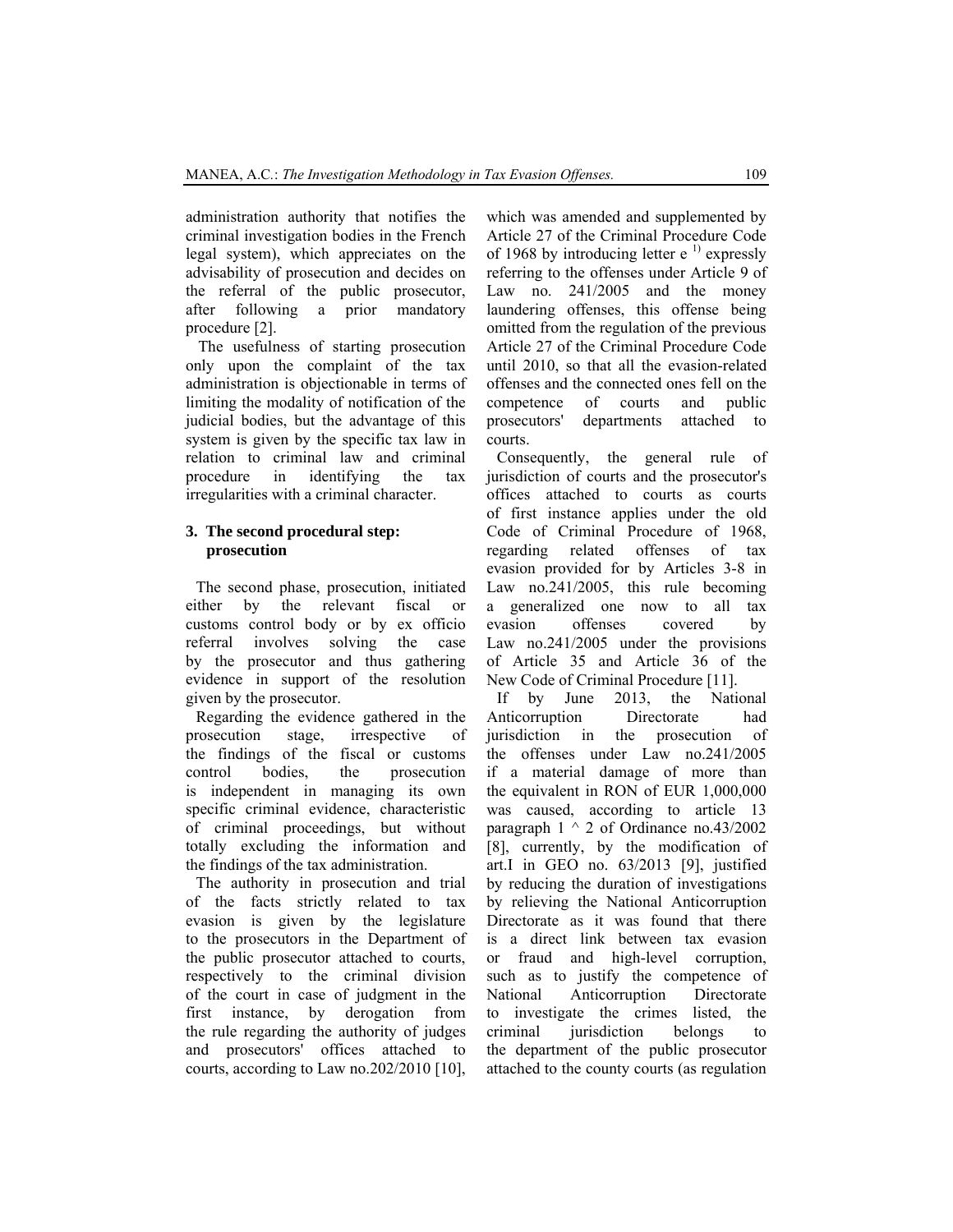administration authority that notifies the criminal investigation bodies in the French legal system), which appreciates on the advisability of prosecution and decides on the referral of the public prosecutor, after following a prior mandatory procedure [2].

The usefulness of starting prosecution only upon the complaint of the tax administration is objectionable in terms of limiting the modality of notification of the judicial bodies, but the advantage of this system is given by the specific tax law in relation to criminal law and criminal procedure in identifying the tax irregularities with a criminal character.

## 3. The second procedural step: prosecution

The second phase, prosecution, initiated either by the relevant fiscal or customs control body or by ex officio referral involves solving the case by the prosecutor and thus gathering evidence in support of the resolution given by the prosecutor.

Regarding the evidence gathered in the prosecution stage, irrespective of the findings of the fiscal or customs control bodies, the prosecution is independent in managing its own specific criminal evidence, characteristic of criminal proceedings, but without totally excluding the information and the findings of the tax administration.

The authority in prosecution and trial of the facts strictly related to tax evasion is given by the legislature to the prosecutors in the Department of the public prosecutor attached to courts, respectively to the criminal division of the court in case of judgment in the first instance, by derogation from the rule regarding the authority of judges and prosecutors' offices attached to courts, according to Law no.202/2010 [10], which was amended and supplemented by Article 27 of the Criminal Procedure Code of 1968 by introducing letter e [1] expressly referring to the offenses under Article 9 of Law no. 241/2005 and the money laundering offenses, this offense being omitted from the regulation of the previous Article 27 of the Criminal Procedure Code until 2010, so that all the evasion-related offenses and the connected ones fell on the competence of courts and public prosecutors' departments attached to courts.

Consequently, the general rule of jurisdiction of courts and the prosecutor's offices attached to courts as courts of first instance applies under the old Code of Criminal Procedure of 1968, regarding related offenses of tax evasion provided for by Articles 3-8 in Law no.241/2005, this rule becoming a generalized one now to all tax evasion offenses covered by Law no.241/2005 under the provisions of Article 35 and Article 36 of the New Code of Criminal Procedure [11].

If by June 2013, the National Anticorruption Directorate had jurisdiction in the prosecution of the offenses under Law no.241/2005 if a material damage of more than the equivalent in RON of EUR 1,000,000 was caused, according to article 13 paragraph 1 ^ 2 of Ordinance no.43/2002 [8], currently, by the modification of art.I in GEO no. 63/2013 [9], justified by reducing the duration of investigations by relieving the National Anticorruption Directorate as it was found that there is a direct link between tax evasion or fraud and high-level corruption, such as to justify the competence of National Anticorruption Directorate to investigate the crimes listed, the criminal jurisdiction belongs to the department of the public prosecutor attached to the county courts (as regulation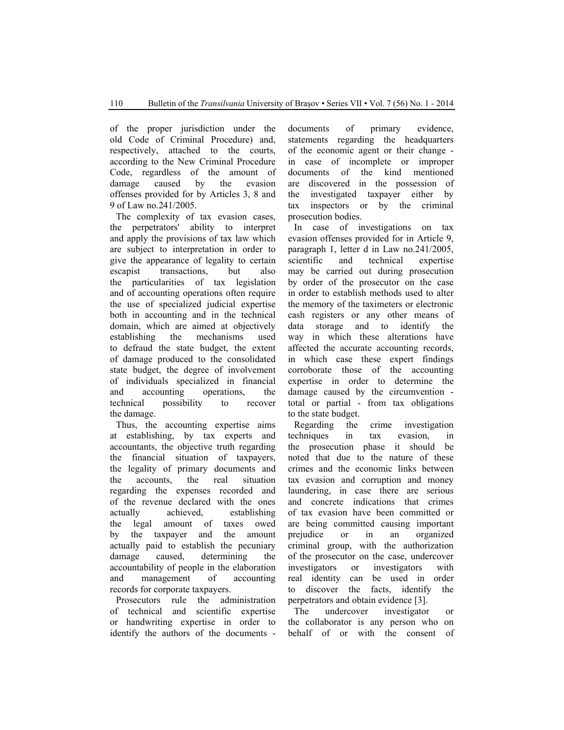of the proper jurisdiction under the old Code of Criminal Procedure) and, respectively, attached to the courts, according to the New Criminal Procedure Code, regardless of the amount of damage caused by the evasion offenses provided for by Articles 3, 8 and 9 of Law no.241/2005.

The complexity of tax evasion cases, the perpetrators' ability to interpret and apply the provisions of tax law which are subject to interpretation in order to give the appearance of legality to certain escapist transactions, but also the particularities of tax legislation and of accounting operations often require the use of specialized judicial expertise both in accounting and in the technical domain, which are aimed at objectively establishing the mechanisms used to defraud the state budget, the extent of damage produced to the consolidated state budget, the degree of involvement of individuals specialized in financial and accounting operations, the technical possibility to recover the damage.

Thus, the accounting expertise aims at establishing, by tax experts and accountants, the objective truth regarding the financial situation of taxpayers, the legality of primary documents and the accounts, the real situation regarding the expenses recorded and of the revenue declared with the ones actually achieved, establishing the legal amount of taxes owed by the taxpayer and the amount actually paid to establish the pecuniary damage caused, determining the accountability of people in the elaboration and management of accounting records for corporate taxpayers.

Prosecutors rule the administration of technical and scientific expertise or handwriting expertise in order to identify the authors of the documents - documents of primary evidence, statements regarding the headquarters of the economic agent or their change - in case of incomplete or improper documents of the kind mentioned are discovered in the possession of the investigated taxpayer either by tax inspectors or by the criminal prosecution bodies.

In case of investigations on tax evasion offenses provided for in Article 9, paragraph 1, letter d in Law no.241/2005, scientific and technical expertise may be carried out during prosecution by order of the prosecutor on the case in order to establish methods used to alter the memory of the taximeters or electronic cash registers or any other means of data storage and to identify the way in which these alterations have affected the accurate accounting records, in which case these expert findings corroborate those of the accounting expertise in order to determine the damage caused by the circumvention - total or partial - from tax obligations to the state budget.

Regarding the crime investigation techniques in tax evasion, in the prosecution phase it should be noted that due to the nature of these crimes and the economic links between tax evasion and corruption and money laundering, in case there are serious and concrete indications that crimes of tax evasion have been committed or are being committed causing important prejudice or in an organized criminal group, with the authorization of the prosecutor on the case, undercover investigators or investigators with real identity can be used in order to discover the facts, identify the perpetrators and obtain evidence [3].

The undercover investigator or the collaborator is any person who on behalf of or with the consent of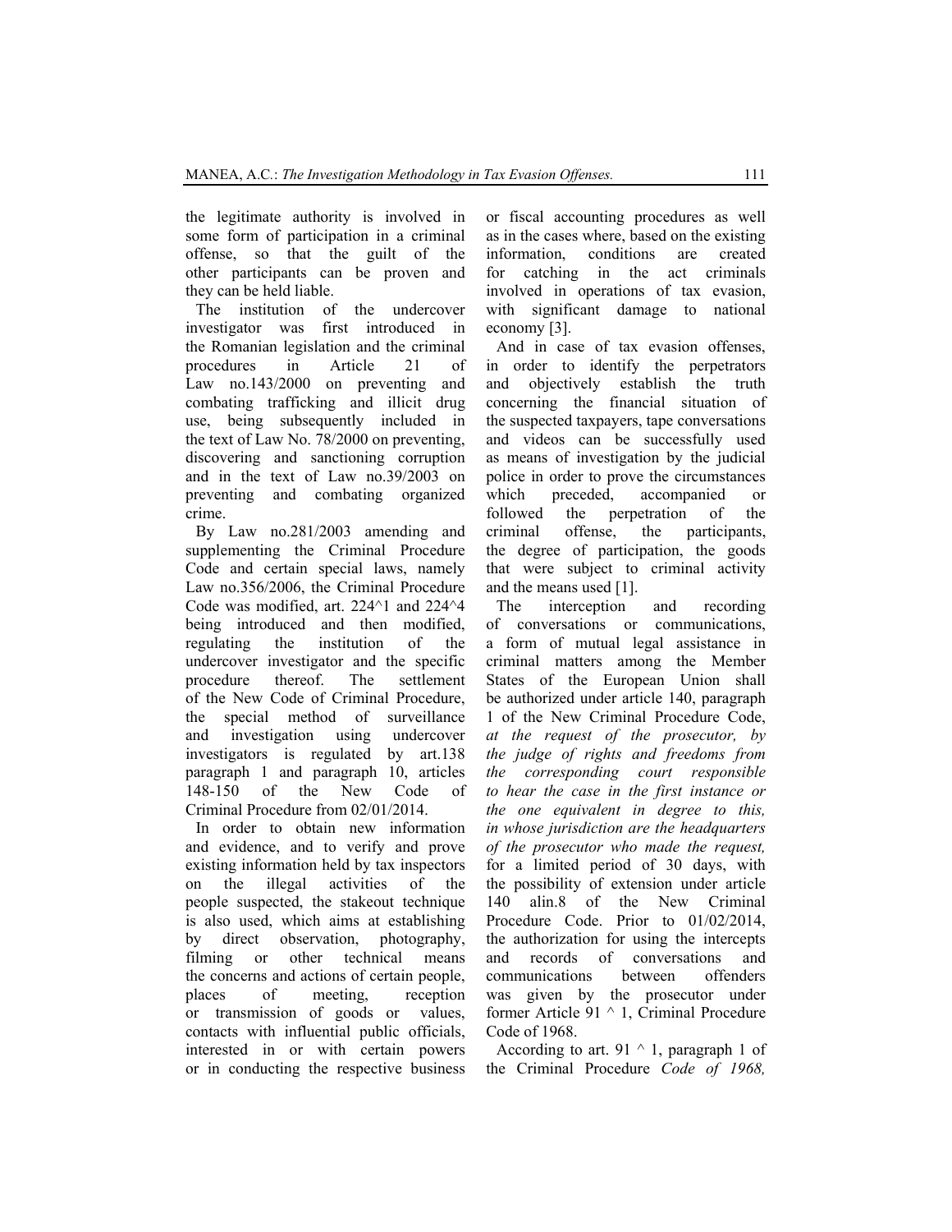the legitimate authority is involved in some form of participation in a criminal offense, so that the guilt of the other participants can be proven and they can be held liable.

The institution of the undercover investigator was first introduced in the Romanian legislation and the criminal procedures in Article 21 of Law no.143/2000 on preventing and combating trafficking and illicit drug use, being subsequently included in the text of Law No. 78/2000 on preventing, discovering and sanctioning corruption and in the text of Law no.39/2003 on preventing and combating organized crime.

By Law no.281/2003 amending and supplementing the Criminal Procedure Code and certain special laws, namely Law no.356/2006, the Criminal Procedure Code was modified, art. 224^1 and 224^4 being introduced and then modified, regulating the institution of the undercover investigator and the specific procedure thereof. The settlement of the New Code of Criminal Procedure, the special method of surveillance and investigation using undercover investigators is regulated by art.138 paragraph 1 and paragraph 10, articles 148-150 of the New Code of Criminal Procedure from 02/01/2014.

In order to obtain new information and evidence, and to verify and prove existing information held by tax inspectors on the illegal activities of the people suspected, the stakeout technique is also used, which aims at establishing by direct observation, photography, filming or other technical means the concerns and actions of certain people, places of meeting, reception or transmission of goods or values, contacts with influential public officials, interested in or with certain powers or in conducting the respective business or fiscal accounting procedures as well as in the cases where, based on the existing information, conditions are created for catching in the act criminals involved in operations of tax evasion, with significant damage to national economy [3].

And in case of tax evasion offenses, in order to identify the perpetrators and objectively establish the truth concerning the financial situation of the suspected taxpayers, tape conversations and videos can be successfully used as means of investigation by the judicial police in order to prove the circumstances which preceded, accompanied or followed the perpetration of the criminal offense, the participants, the degree of participation, the goods that were subject to criminal activity and the means used [1].

The interception and recording of conversations or communications, a form of mutual legal assistance in criminal matters among the Member States of the European Union shall be authorized under article 140, paragraph 1 of the New Criminal Procedure Code, *at the request of the prosecutor, by the judge of rights and freedoms from the corresponding court responsible to hear the case in the first instance or the one equivalent in degree to this, in whose jurisdiction are the headquarters of the prosecutor who made the request,* for a limited period of 30 days, with the possibility of extension under article 140 alin.8 of the New Criminal Procedure Code. Prior to 01/02/2014, the authorization for using the intercepts and records of conversations and communications between offenders was given by the prosecutor under former Article 91 ^ 1, Criminal Procedure Code of 1968.

According to art. 91 ^ 1, paragraph 1 of the Criminal Procedure *Code of 1968,*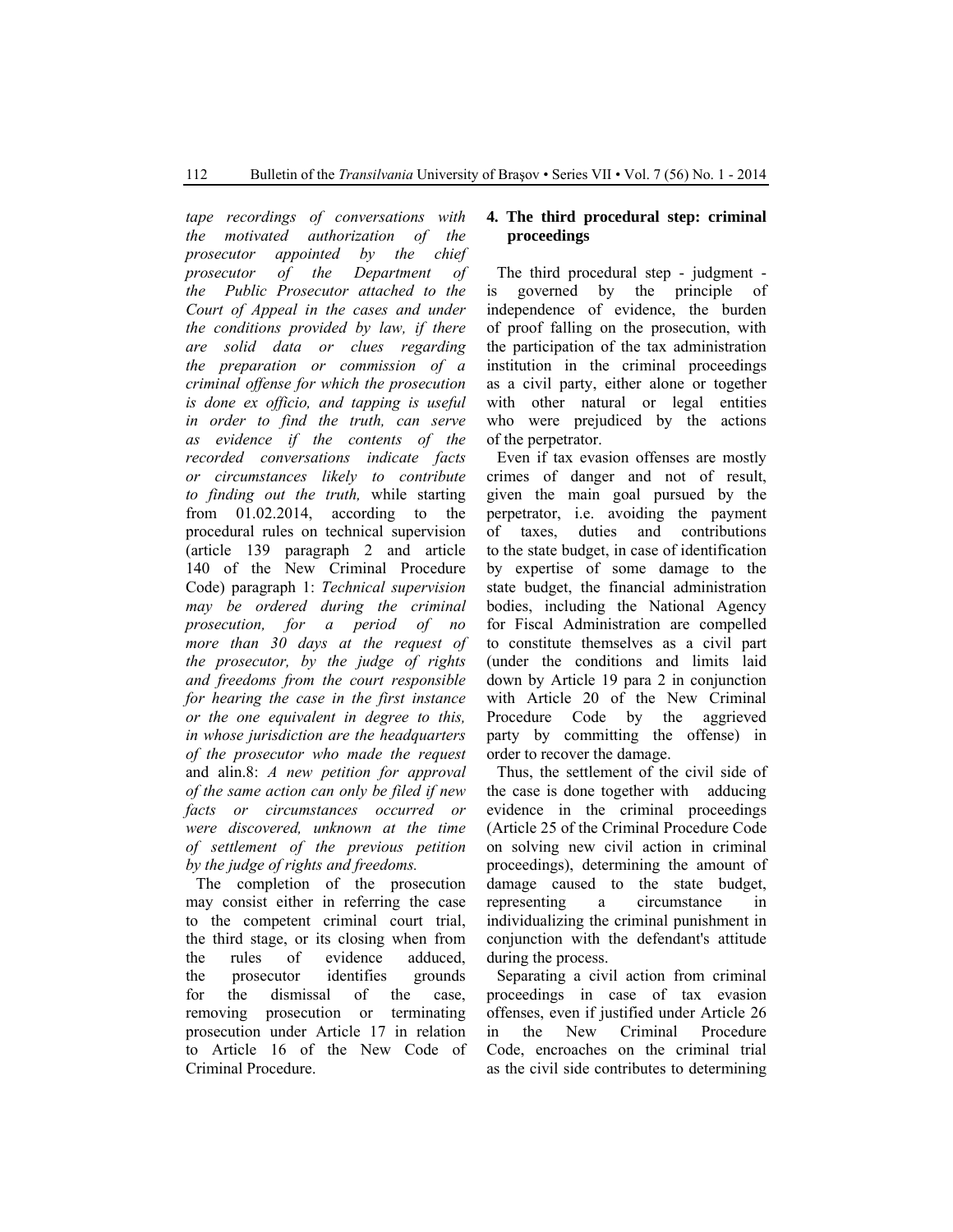*tape recordings of conversations with the motivated authorization of the prosecutor appointed by the chief prosecutor of the Department of the Public Prosecutor attached to the Court of Appeal in the cases and under the conditions provided by law, if there are solid data or clues regarding the preparation or commission of a criminal offense for which the prosecution is done ex officio, and tapping is useful in order to find the truth, can serve as evidence if the contents of the recorded conversations indicate facts or circumstances likely to contribute to finding out the truth,* while starting from 01.02.2014, according to the procedural rules on technical supervision (article 139 paragraph 2 and article 140 of the New Criminal Procedure Code) paragraph 1: *Technical supervision may be ordered during the criminal prosecution, for a period of no more than 30 days at the request of the prosecutor, by the judge of rights and freedoms from the court responsible for hearing the case in the first instance or the one equivalent in degree to this, in whose jurisdiction are the headquarters of the prosecutor who made the request* and alin.8: *A new petition for approval of the same action can only be filed if new facts or circumstances occurred or were discovered, unknown at the time of settlement of the previous petition by the judge of rights and freedoms.*

The completion of the prosecution may consist either in referring the case to the competent criminal court trial, the third stage, or its closing when from the rules of evidence adduced, the prosecutor identifies grounds for the dismissal of the case, removing prosecution or terminating prosecution under Article 17 in relation to Article 16 of the New Code of Criminal Procedure.

## 4. The third procedural step: criminal proceedings

The third procedural step - judgment - is governed by the principle of independence of evidence, the burden of proof falling on the prosecution, with the participation of the tax administration institution in the criminal proceedings as a civil party, either alone or together with other natural or legal entities who were prejudiced by the actions of the perpetrator.

Even if tax evasion offenses are mostly crimes of danger and not of result, given the main goal pursued by the perpetrator, i.e. avoiding the payment of taxes, duties and contributions to the state budget, in case of identification by expertise of some damage to the state budget, the financial administration bodies, including the National Agency for Fiscal Administration are compelled to constitute themselves as a civil part (under the conditions and limits laid down by Article 19 para 2 in conjunction with Article 20 of the New Criminal Procedure Code by the aggrieved party by committing the offense) in order to recover the damage.

Thus, the settlement of the civil side of the case is done together with adducing evidence in the criminal proceedings (Article 25 of the Criminal Procedure Code on solving new civil action in criminal proceedings), determining the amount of damage caused to the state budget, representing a circumstance in individualizing the criminal punishment in conjunction with the defendant's attitude during the process.

Separating a civil action from criminal proceedings in case of tax evasion offenses, even if justified under Article 26 in the New Criminal Procedure Code, encroaches on the criminal trial as the civil side contributes to determining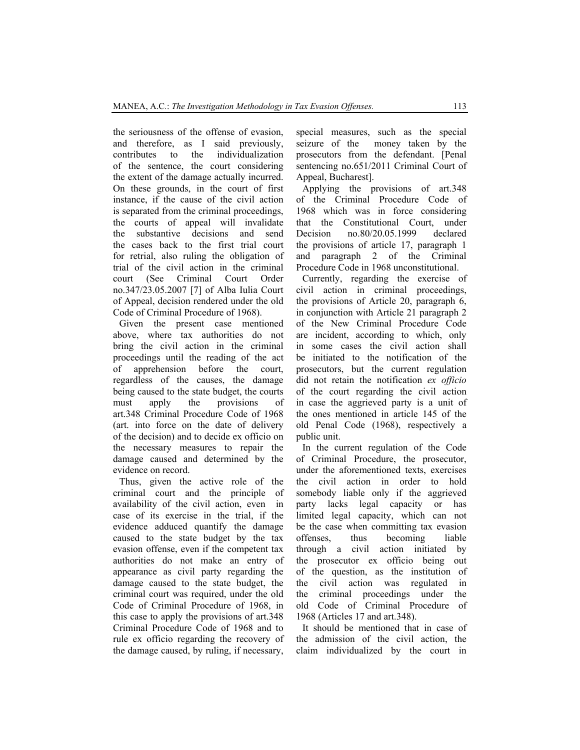the seriousness of the offense of evasion, and therefore, as I said previously, contributes to the individualization of the sentence, the court considering the extent of the damage actually incurred. On these grounds, in the court of first instance, if the cause of the civil action is separated from the criminal proceedings, the courts of appeal will invalidate the substantive decisions and send the cases back to the first trial court for retrial, also ruling the obligation of trial of the civil action in the criminal court (See Criminal Court Order no.347/23.05.2007 [7] of Alba Iulia Court of Appeal, decision rendered under the old Code of Criminal Procedure of 1968).

Given the present case mentioned above, where tax authorities do not bring the civil action in the criminal proceedings until the reading of the act of apprehension before the court, regardless of the causes, the damage being caused to the state budget, the courts must apply the provisions of art.348 Criminal Procedure Code of 1968 (art. into force on the date of delivery of the decision) and to decide ex officio on the necessary measures to repair the damage caused and determined by the evidence on record.

Thus, given the active role of the criminal court and the principle of availability of the civil action, even in case of its exercise in the trial, if the evidence adduced quantify the damage caused to the state budget by the tax evasion offense, even if the competent tax authorities do not make an entry of appearance as civil party regarding the damage caused to the state budget, the criminal court was required, under the old Code of Criminal Procedure of 1968, in this case to apply the provisions of art.348 Criminal Procedure Code of 1968 and to rule ex officio regarding the recovery of the damage caused, by ruling, if necessary, special measures, such as the special seizure of the money taken by the prosecutors from the defendant. [Penal sentencing no.651/2011 Criminal Court of Appeal, Bucharest].

Applying the provisions of art.348 of the Criminal Procedure Code of 1968 which was in force considering that the Constitutional Court, under Decision no.80/20.05.1999 declared the provisions of article 17, paragraph 1 and paragraph 2 of the Criminal Procedure Code in 1968 unconstitutional.

Currently, regarding the exercise of civil action in criminal proceedings, the provisions of Article 20, paragraph 6, in conjunction with Article 21 paragraph 2 of the New Criminal Procedure Code are incident, according to which, only in some cases the civil action shall be initiated to the notification of the prosecutors, but the current regulation did not retain the notification *ex officio* of the court regarding the civil action in case the aggrieved party is a unit of the ones mentioned in article 145 of the old Penal Code (1968), respectively a public unit.

In the current regulation of the Code of Criminal Procedure, the prosecutor, under the aforementioned texts, exercises the civil action in order to hold somebody liable only if the aggrieved party lacks legal capacity or has limited legal capacity, which can not be the case when committing tax evasion offenses, thus becoming liable through a civil action initiated by the prosecutor ex officio being out of the question, as the institution of the civil action was regulated in the criminal proceedings under the old Code of Criminal Procedure of 1968 (Articles 17 and art.348).

It should be mentioned that in case of the admission of the civil action, the claim individualized by the court in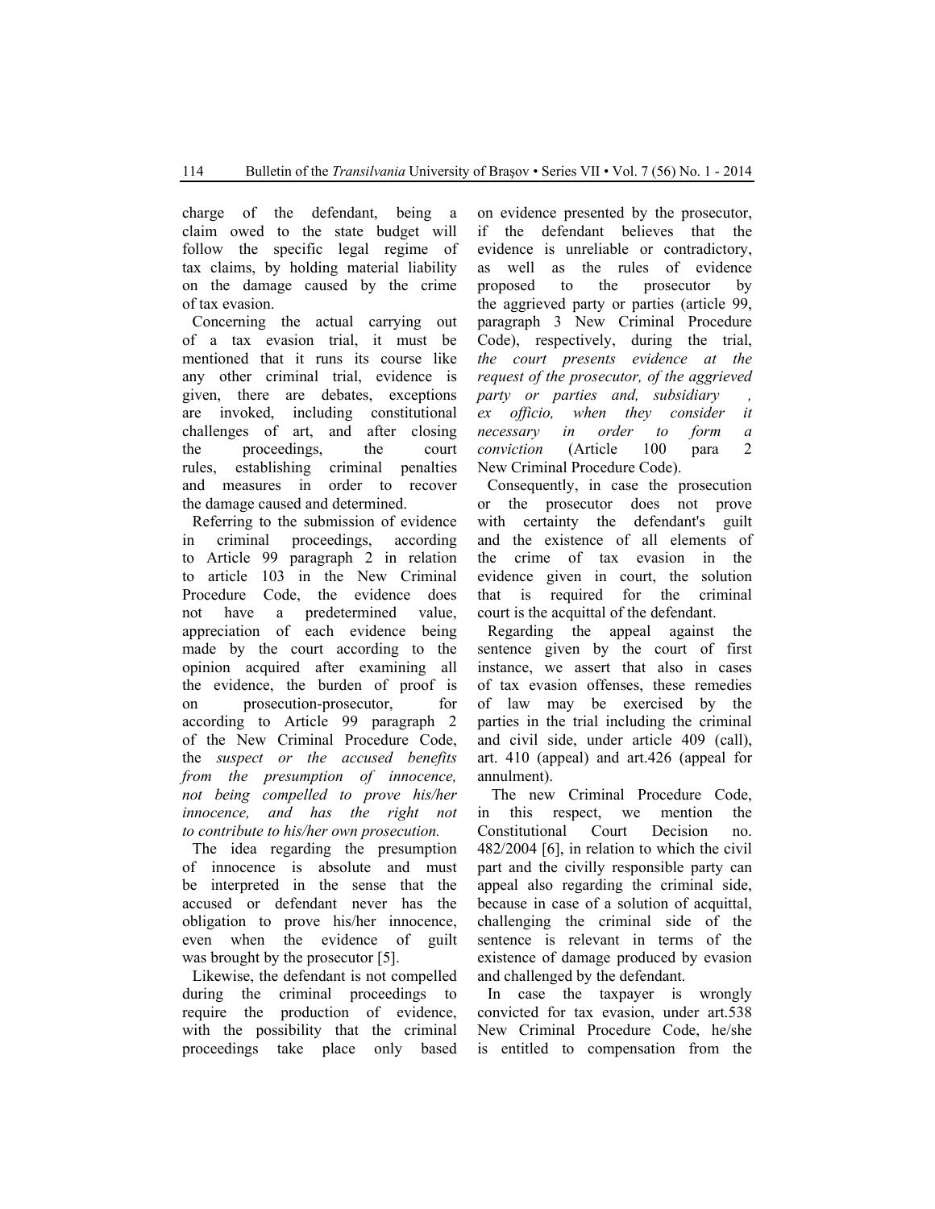charge of the defendant, being a claim owed to the state budget will follow the specific legal regime of tax claims, by holding material liability on the damage caused by the crime of tax evasion.

Concerning the actual carrying out of a tax evasion trial, it must be mentioned that it runs its course like any other criminal trial, evidence is given, there are debates, exceptions are invoked, including constitutional challenges of art, and after closing the proceedings, the court rules, establishing criminal penalties and measures in order to recover the damage caused and determined.

Referring to the submission of evidence in criminal proceedings, according to Article 99 paragraph 2 in relation to article 103 in the New Criminal Procedure Code, the evidence does not have a predetermined value, appreciation of each evidence being made by the court according to the opinion acquired after examining all the evidence, the burden of proof is on prosecution-prosecutor, for according to Article 99 paragraph 2 of the New Criminal Procedure Code, the *suspect or the accused benefits from the presumption of innocence, not being compelled to prove his/her innocence, and has the right not to contribute to his/her own prosecution.*

The idea regarding the presumption of innocence is absolute and must be interpreted in the sense that the accused or defendant never has the obligation to prove his/her innocence, even when the evidence of guilt was brought by the prosecutor [5].

Likewise, the defendant is not compelled during the criminal proceedings to require the production of evidence, with the possibility that the criminal proceedings take place only based on evidence presented by the prosecutor, if the defendant believes that the evidence is unreliable or contradictory, as well as the rules of evidence proposed to the prosecutor by the aggrieved party or parties (article 99, paragraph 3 New Criminal Procedure Code), respectively, during the trial, *the court presents evidence at the request of the prosecutor, of the aggrieved party or parties and, subsidiary , ex officio, when they consider it necessary in order to form a conviction* (Article 100 para 2 New Criminal Procedure Code).

Consequently, in case the prosecution or the prosecutor does not prove with certainty the defendant's guilt and the existence of all elements of the crime of tax evasion in the evidence given in court, the solution that is required for the criminal court is the acquittal of the defendant.

Regarding the appeal against the sentence given by the court of first instance, we assert that also in cases of tax evasion offenses, these remedies of law may be exercised by the parties in the trial including the criminal and civil side, under article 409 (call), art. 410 (appeal) and art.426 (appeal for annulment).

The new Criminal Procedure Code, in this respect, we mention the Constitutional Court Decision no. 482/2004 [6], in relation to which the civil part and the civilly responsible party can appeal also regarding the criminal side, because in case of a solution of acquittal, challenging the criminal side of the sentence is relevant in terms of the existence of damage produced by evasion and challenged by the defendant.

In case the taxpayer is wrongly convicted for tax evasion, under art.538 New Criminal Procedure Code, he/she is entitled to compensation from the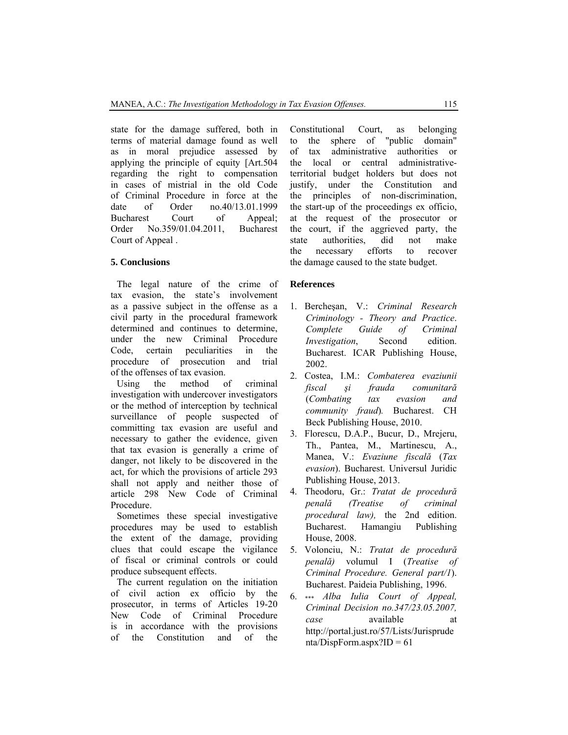state for the damage suffered, both in terms of material damage found as well as in moral prejudice assessed by applying the principle of equity [Art.504 regarding the right to compensation in cases of mistrial in the old Code of Criminal Procedure in force at the date of Order no.40/13.01.1999 Bucharest Court of Appeal; Order No.359/01.04.2011, Bucharest Court of Appeal .

## 5. Conclusions

The legal nature of the crime of tax evasion, the state's involvement as a passive subject in the offense as a civil party in the procedural framework determined and continues to determine, under the new Criminal Procedure Code, certain peculiarities in the procedure of prosecution and trial of the offenses of tax evasion.

Using the method of criminal investigation with undercover investigators or the method of interception by technical surveillance of people suspected of committing tax evasion are useful and necessary to gather the evidence, given that tax evasion is generally a crime of danger, not likely to be discovered in the act, for which the provisions of article 293 shall not apply and neither those of article 298 New Code of Criminal Procedure.

Sometimes these special investigative procedures may be used to establish the extent of the damage, providing clues that could escape the vigilance of fiscal or criminal controls or could produce subsequent effects.

The current regulation on the initiation of civil action ex officio by the prosecutor, in terms of Articles 19-20 New Code of Criminal Procedure is in accordance with the provisions of the Constitution and of the Constitutional Court, as belonging to the sphere of "public domain" of tax administrative authorities or the local or central administrative-territorial budget holders but does not justify, under the Constitution and the principles of non-discrimination, the start-up of the proceedings ex officio, at the request of the prosecutor or the court, if the aggrieved party, the state authorities, did not make the necessary efforts to recover the damage caused to the state budget.

## References

1. Bercheşan, V.: *Criminal Research Criminology - Theory and Practice. Complete Guide of Criminal Investigation*, Second edition. Bucharest. ICAR Publishing House, 2002.
2. Costea, I.M.: *Combaterea evaziunii fiscal şi frauda comunitară* (*Combating tax evasion and community fraud*)*.* Bucharest. CH Beck Publishing House, 2010.
3. Florescu, D.A.P., Bucur, D., Mrejeru, Th., Pantea, M., Martinescu, A., Manea, V.: *Evaziune fiscală* (*Tax evasion*). Bucharest. Universul Juridic Publishing House, 2013.
4. Theodoru, Gr.: *Tratat de procedură penală (Treatise of criminal procedural law),* the 2nd edition. Bucharest. Hamangiu Publishing House, 2008.
5. Volonciu, N.: *Tratat de procedură penală)* volumul I (*Treatise of Criminal Procedure. General part/1*). Bucharest. Paideia Publishing, 1996.
6. *** *Alba Iulia Court of Appeal, Criminal Decision no.347/23.05.2007, case* available at http://portal.just.ro/57/Lists/Jurisprudenta/DispForm.aspx?ID = 61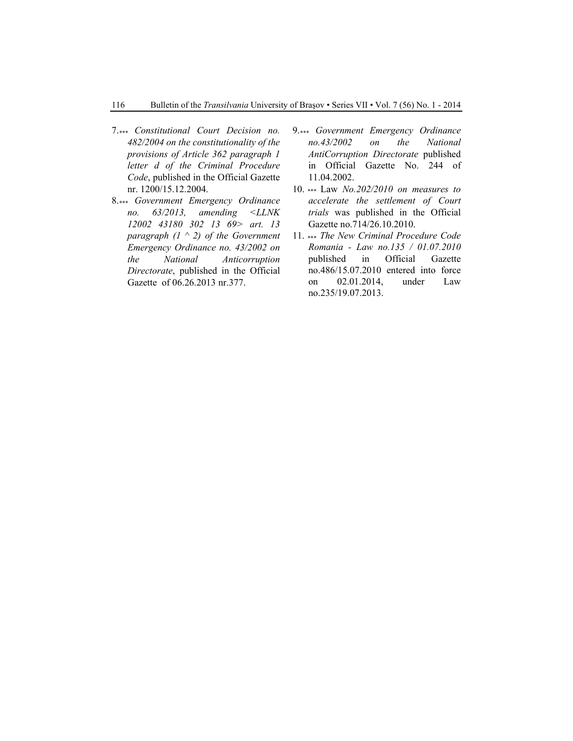7.\*\*\* *Constitutional Court Decision no. 482/2004 on the constitutionality of the provisions of Article 362 paragraph 1 letter d of the Criminal Procedure Code*, published in the Official Gazette nr. 1200/15.12.2004.

8.\*\*\* *Government Emergency Ordinance no. 63/2013, amending <LLNK 12002 43180 302 13 69> art. 13 paragraph (1 ^ 2) of the Government Emergency Ordinance no. 43/2002 on the National Anticorruption Directorate*, published in the Official Gazette of 06.26.2013 nr.377.

9.\*\*\* *Government Emergency Ordinance no.43/2002 on the National AntiCorruption Directorate* published in Official Gazette No. 244 of 11.04.2002.

10. \*\*\* Law *No.202/2010 on measures to accelerate the settlement of Court trials* was published in the Official Gazette no.714/26.10.2010.

11. \*\*\* *The New Criminal Procedure Code Romania - Law no.135 / 01.07.2010* published in Official Gazette no.486/15.07.2010 entered into force on 02.01.2014, under Law no.235/19.07.2013.